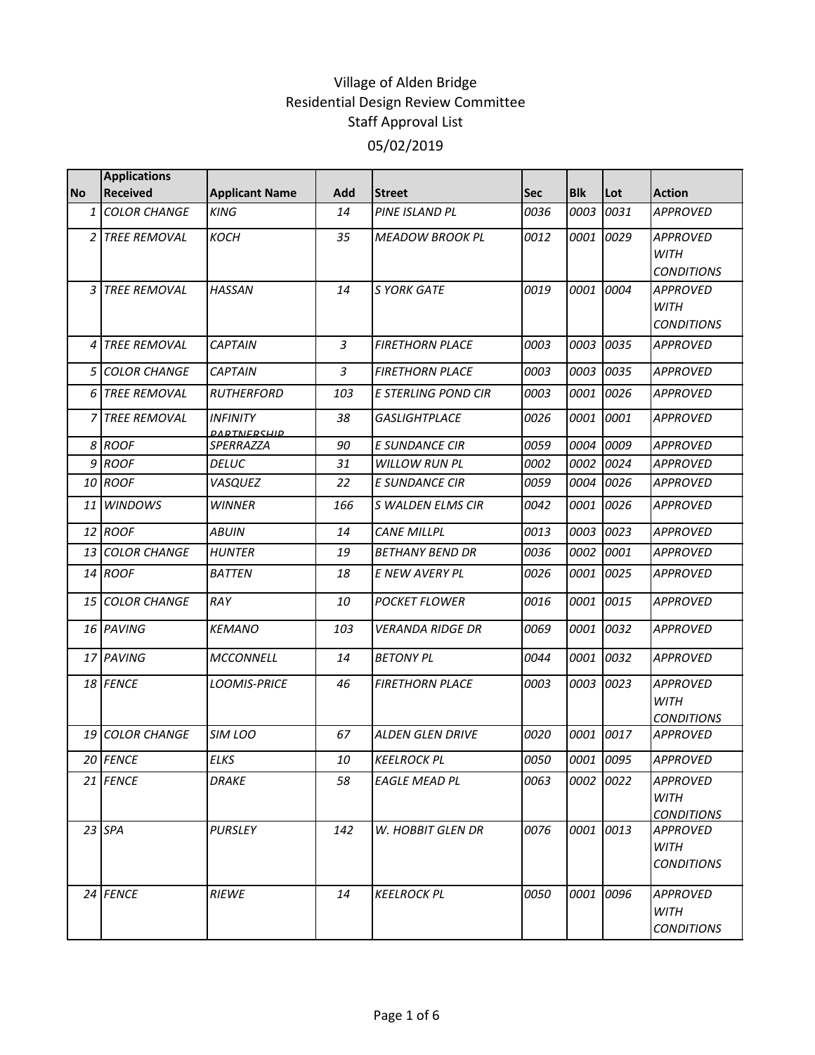Village of Alden Bridge
Residential Design Review Committee
Staff Approval List
05/02/2019

| No | Applications Received | Applicant Name | Add | Street | Sec | Blk | Lot | Action |
|---|---|---|---|---|---|---|---|---|
| 1 | COLOR CHANGE | KING | 14 | PINE ISLAND PL | 0036 | 0003 | 0031 | APPROVED |
| 2 | TREE REMOVAL | KOCH | 35 | MEADOW BROOK PL | 0012 | 0001 | 0029 | APPROVED WITH CONDITIONS |
| 3 | TREE REMOVAL | HASSAN | 14 | S YORK GATE | 0019 | 0001 | 0004 | APPROVED WITH CONDITIONS |
| 4 | TREE REMOVAL | CAPTAIN | 3 | FIRETHORN PLACE | 0003 | 0003 | 0035 | APPROVED |
| 5 | COLOR CHANGE | CAPTAIN | 3 | FIRETHORN PLACE | 0003 | 0003 | 0035 | APPROVED |
| 6 | TREE REMOVAL | RUTHERFORD | 103 | E STERLING POND CIR | 0003 | 0001 | 0026 | APPROVED |
| 7 | TREE REMOVAL | INFINITY PARTNERSHIP | 38 | GASLIGHTPLACE | 0026 | 0001 | 0001 | APPROVED |
| 8 | ROOF | SPERRAZZA | 90 | E SUNDANCE CIR | 0059 | 0004 | 0009 | APPROVED |
| 9 | ROOF | DELUC | 31 | WILLOW RUN PL | 0002 | 0002 | 0024 | APPROVED |
| 10 | ROOF | VASQUEZ | 22 | E SUNDANCE CIR | 0059 | 0004 | 0026 | APPROVED |
| 11 | WINDOWS | WINNER | 166 | S WALDEN ELMS CIR | 0042 | 0001 | 0026 | APPROVED |
| 12 | ROOF | ABUIN | 14 | CANE MILLPL | 0013 | 0003 | 0023 | APPROVED |
| 13 | COLOR CHANGE | HUNTER | 19 | BETHANY BEND DR | 0036 | 0002 | 0001 | APPROVED |
| 14 | ROOF | BATTEN | 18 | E NEW AVERY PL | 0026 | 0001 | 0025 | APPROVED |
| 15 | COLOR CHANGE | RAY | 10 | POCKET FLOWER | 0016 | 0001 | 0015 | APPROVED |
| 16 | PAVING | KEMANO | 103 | VERANDA RIDGE DR | 0069 | 0001 | 0032 | APPROVED |
| 17 | PAVING | MCCONNELL | 14 | BETONY PL | 0044 | 0001 | 0032 | APPROVED |
| 18 | FENCE | LOOMIS-PRICE | 46 | FIRETHORN PLACE | 0003 | 0003 | 0023 | APPROVED WITH CONDITIONS |
| 19 | COLOR CHANGE | SIM LOO | 67 | ALDEN GLEN DRIVE | 0020 | 0001 | 0017 | APPROVED |
| 20 | FENCE | ELKS | 10 | KEELROCK PL | 0050 | 0001 | 0095 | APPROVED |
| 21 | FENCE | DRAKE | 58 | EAGLE MEAD PL | 0063 | 0002 | 0022 | APPROVED WITH CONDITIONS |
| 23 | SPA | PURSLEY | 142 | W. HOBBIT GLEN DR | 0076 | 0001 | 0013 | APPROVED WITH CONDITIONS |
| 24 | FENCE | RIEWE | 14 | KEELROCK PL | 0050 | 0001 | 0096 | APPROVED WITH CONDITIONS |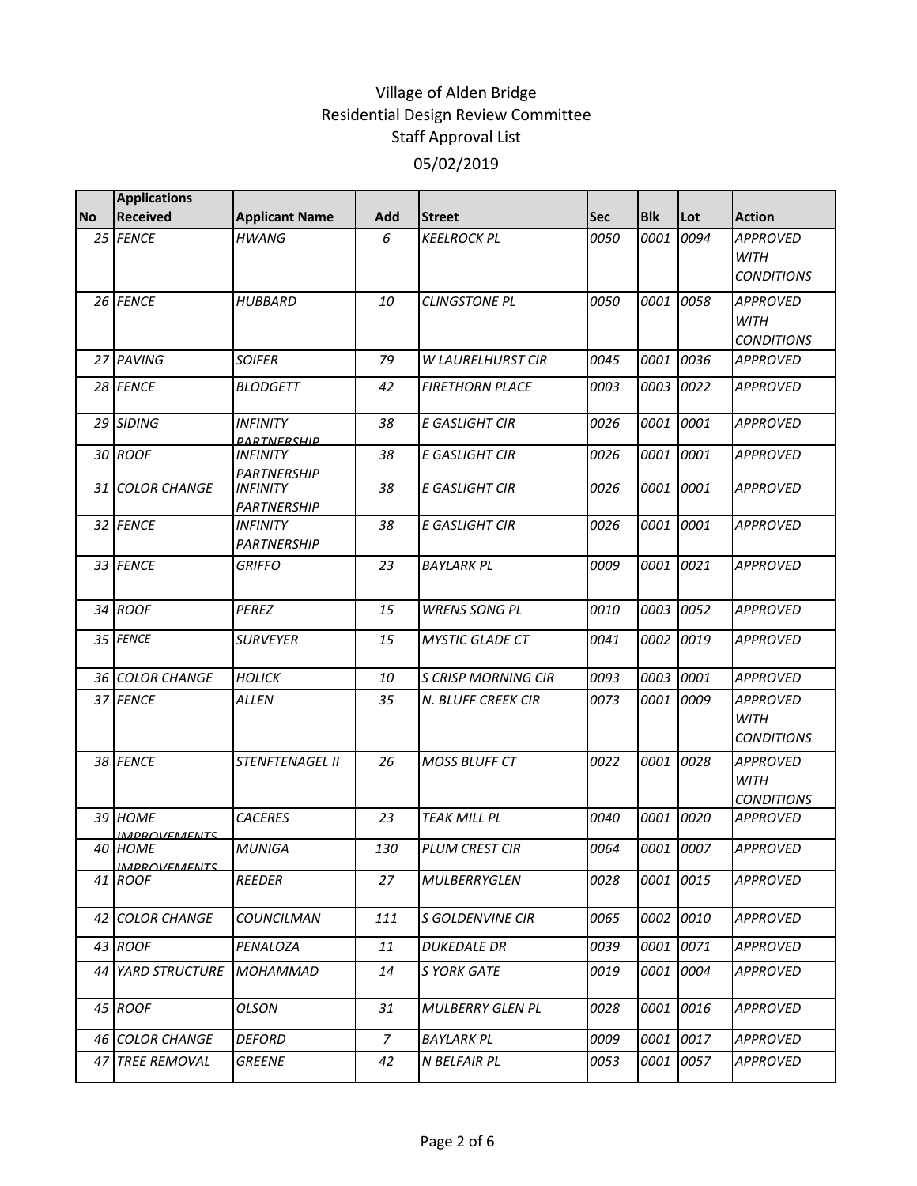# Village of Alden Bridge
## Residential Design Review Committee
## Staff Approval List
## 05/02/2019

| No | Applications Received | Applicant Name | Add | Street | Sec | Blk | Lot | Action |
|---|---|---|---|---|---|---|---|---|
| 25 | *FENCE* | *HWANG* | *6* | *KEELROCK PL* | *0050* | *0001* | *0094* | *APPROVED WITH CONDITIONS* |
| 26 | *FENCE* | *HUBBARD* | *10* | *CLINGSTONE PL* | *0050* | *0001* | *0058* | *APPROVED WITH CONDITIONS* |
| 27 | *PAVING* | *SOIFER* | *79* | *W LAURELHURST CIR* | *0045* | *0001* | *0036* | *APPROVED* |
| 28 | *FENCE* | *BLODGETT* | *42* | *FIRETHORN PLACE* | *0003* | *0003* | *0022* | *APPROVED* |
| 29 | *SIDING* | *INFINITY PARTNERSHIP* | *38* | *E GASLIGHT CIR* | *0026* | *0001* | *0001* | *APPROVED* |
| 30 | *ROOF* | *INFINITY PARTNERSHIP* | *38* | *E GASLIGHT CIR* | *0026* | *0001* | *0001* | *APPROVED* |
| 31 | *COLOR CHANGE* | *INFINITY PARTNERSHIP* | *38* | *E GASLIGHT CIR* | *0026* | *0001* | *0001* | *APPROVED* |
| 32 | *FENCE* | *INFINITY PARTNERSHIP* | *38* | *E GASLIGHT CIR* | *0026* | *0001* | *0001* | *APPROVED* |
| 33 | *FENCE* | *GRIFFO* | *23* | *BAYLARK PL* | *0009* | *0001* | *0021* | *APPROVED* |
| 34 | *ROOF* | *PEREZ* | *15* | *WRENS SONG PL* | *0010* | *0003* | *0052* | *APPROVED* |
| 35 | *FENCE* | *SURVEYER* | *15* | *MYSTIC GLADE CT* | *0041* | *0002* | *0019* | *APPROVED* |
| 36 | *COLOR CHANGE* | *HOLICK* | *10* | *S CRISP MORNING CIR* | *0093* | *0003* | *0001* | *APPROVED* |
| 37 | *FENCE* | *ALLEN* | *35* | *N. BLUFF CREEK CIR* | *0073* | *0001* | *0009* | *APPROVED WITH CONDITIONS* |
| 38 | *FENCE* | *STENFTENAGEL II* | *26* | *MOSS BLUFF CT* | *0022* | *0001* | *0028* | *APPROVED WITH CONDITIONS* |
| 39 | *HOME IMPROVEMENTS* | *CACERES* | *23* | *TEAK MILL PL* | *0040* | *0001* | *0020* | *APPROVED* |
| 40 | *HOME IMPROVEMENTS* | *MUNIGA* | *130* | *PLUM CREST CIR* | *0064* | *0001* | *0007* | *APPROVED* |
| 41 | *ROOF* | *REEDER* | *27* | *MULBERRYGLEN* | *0028* | *0001* | *0015* | *APPROVED* |
| 42 | *COLOR CHANGE* | *COUNCILMAN* | *111* | *S GOLDENVINE CIR* | *0065* | *0002* | *0010* | *APPROVED* |
| 43 | *ROOF* | *PENALOZA* | *11* | *DUKEDALE DR* | *0039* | *0001* | *0071* | *APPROVED* |
| 44 | *YARD STRUCTURE* | *MOHAMMAD* | *14* | *S YORK GATE* | *0019* | *0001* | *0004* | *APPROVED* |
| 45 | *ROOF* | *OLSON* | *31* | *MULBERRY GLEN PL* | *0028* | *0001* | *0016* | *APPROVED* |
| 46 | *COLOR CHANGE* | *DEFORD* | *7* | *BAYLARK PL* | *0009* | *0001* | *0017* | *APPROVED* |
| 47 | *TREE REMOVAL* | *GREENE* | *42* | *N BELFAIR PL* | *0053* | *0001* | *0057* | *APPROVED* |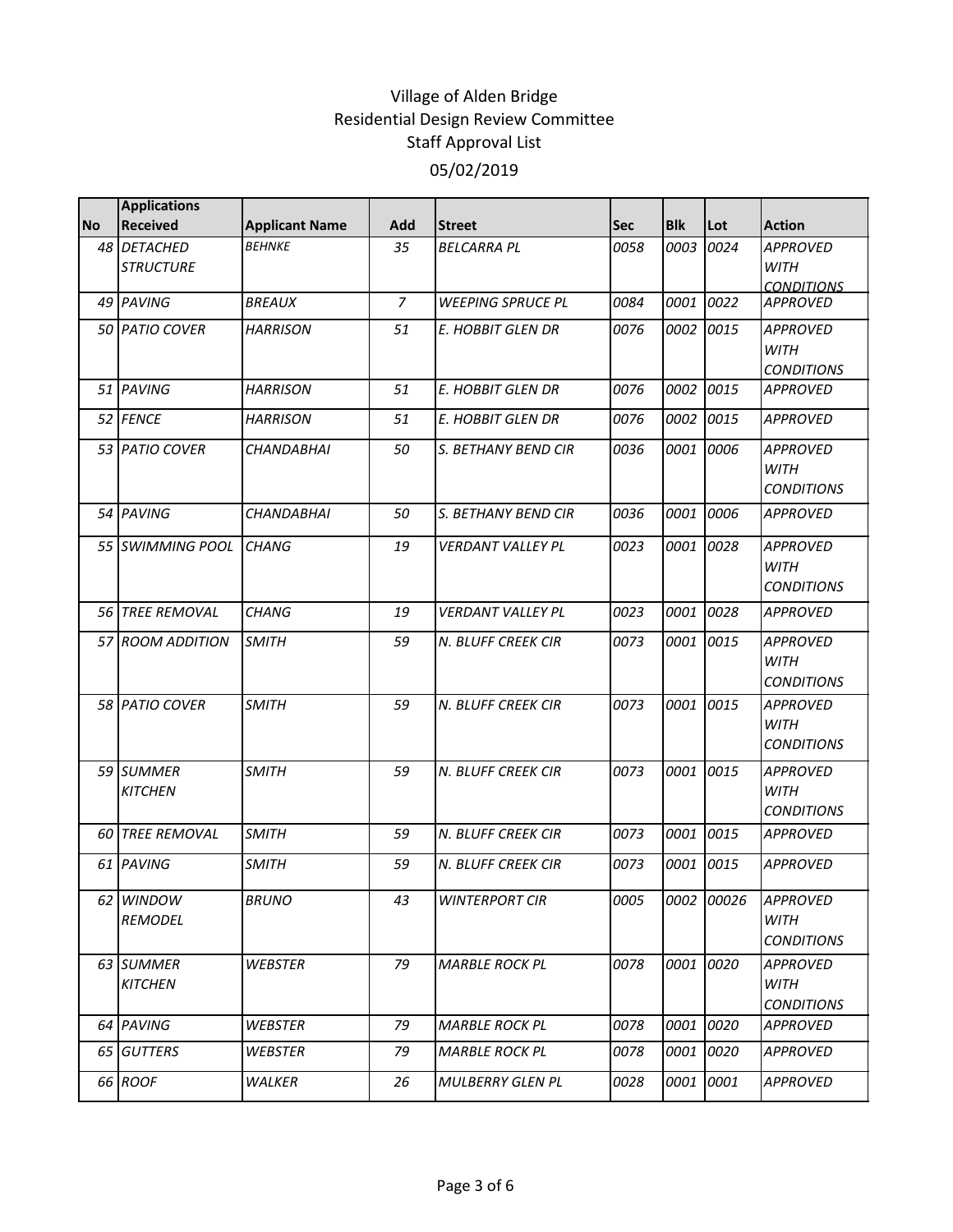# Village of Alden Bridge
## Residential Design Review Committee
### Staff Approval List
### 05/02/2019

| No | Applications Received | Applicant Name | Add | Street | Sec | Blk | Lot | Action |
|---|---|---|---|---|---|---|---|---|
| 48 | *DETACHED STRUCTURE* | *BEHNKE* | *35* | *BELCARRA PL* | *0058* | *0003* | *0024* | *APPROVED WITH CONDITIONS* |
| 49 | *PAVING* | *BREAUX* | *7* | *WEEPING SPRUCE PL* | *0084* | *0001* | *0022* | *APPROVED* |
| 50 | *PATIO COVER* | *HARRISON* | *51* | *E. HOBBIT GLEN DR* | *0076* | *0002* | *0015* | *APPROVED WITH CONDITIONS* |
| 51 | *PAVING* | *HARRISON* | *51* | *E. HOBBIT GLEN DR* | *0076* | *0002* | *0015* | *APPROVED* |
| 52 | *FENCE* | *HARRISON* | *51* | *E. HOBBIT GLEN DR* | *0076* | *0002* | *0015* | *APPROVED* |
| 53 | *PATIO COVER* | *CHANDABHAI* | *50* | *S. BETHANY BEND CIR* | *0036* | *0001* | *0006* | *APPROVED WITH CONDITIONS* |
| 54 | *PAVING* | *CHANDABHAI* | *50* | *S. BETHANY BEND CIR* | *0036* | *0001* | *0006* | *APPROVED* |
| 55 | *SWIMMING POOL* | *CHANG* | *19* | *VERDANT VALLEY PL* | *0023* | *0001* | *0028* | *APPROVED WITH CONDITIONS* |
| 56 | *TREE REMOVAL* | *CHANG* | *19* | *VERDANT VALLEY PL* | *0023* | *0001* | *0028* | *APPROVED* |
| 57 | *ROOM ADDITION* | *SMITH* | *59* | *N. BLUFF CREEK CIR* | *0073* | *0001* | *0015* | *APPROVED WITH CONDITIONS* |
| 58 | *PATIO COVER* | *SMITH* | *59* | *N. BLUFF CREEK CIR* | *0073* | *0001* | *0015* | *APPROVED WITH CONDITIONS* |
| 59 | *SUMMER KITCHEN* | *SMITH* | *59* | *N. BLUFF CREEK CIR* | *0073* | *0001* | *0015* | *APPROVED WITH CONDITIONS* |
| 60 | *TREE REMOVAL* | *SMITH* | *59* | *N. BLUFF CREEK CIR* | *0073* | *0001* | *0015* | *APPROVED* |
| 61 | *PAVING* | *SMITH* | *59* | *N. BLUFF CREEK CIR* | *0073* | *0001* | *0015* | *APPROVED* |
| 62 | *WINDOW REMODEL* | *BRUNO* | *43* | *WINTERPORT CIR* | *0005* | *0002* | *00026* | *APPROVED WITH CONDITIONS* |
| 63 | *SUMMER KITCHEN* | *WEBSTER* | *79* | *MARBLE ROCK PL* | *0078* | *0001* | *0020* | *APPROVED WITH CONDITIONS* |
| 64 | *PAVING* | *WEBSTER* | *79* | *MARBLE ROCK PL* | *0078* | *0001* | *0020* | *APPROVED* |
| 65 | *GUTTERS* | *WEBSTER* | *79* | *MARBLE ROCK PL* | *0078* | *0001* | *0020* | *APPROVED* |
| 66 | *ROOF* | *WALKER* | *26* | *MULBERRY GLEN PL* | *0028* | *0001* | *0001* | *APPROVED* |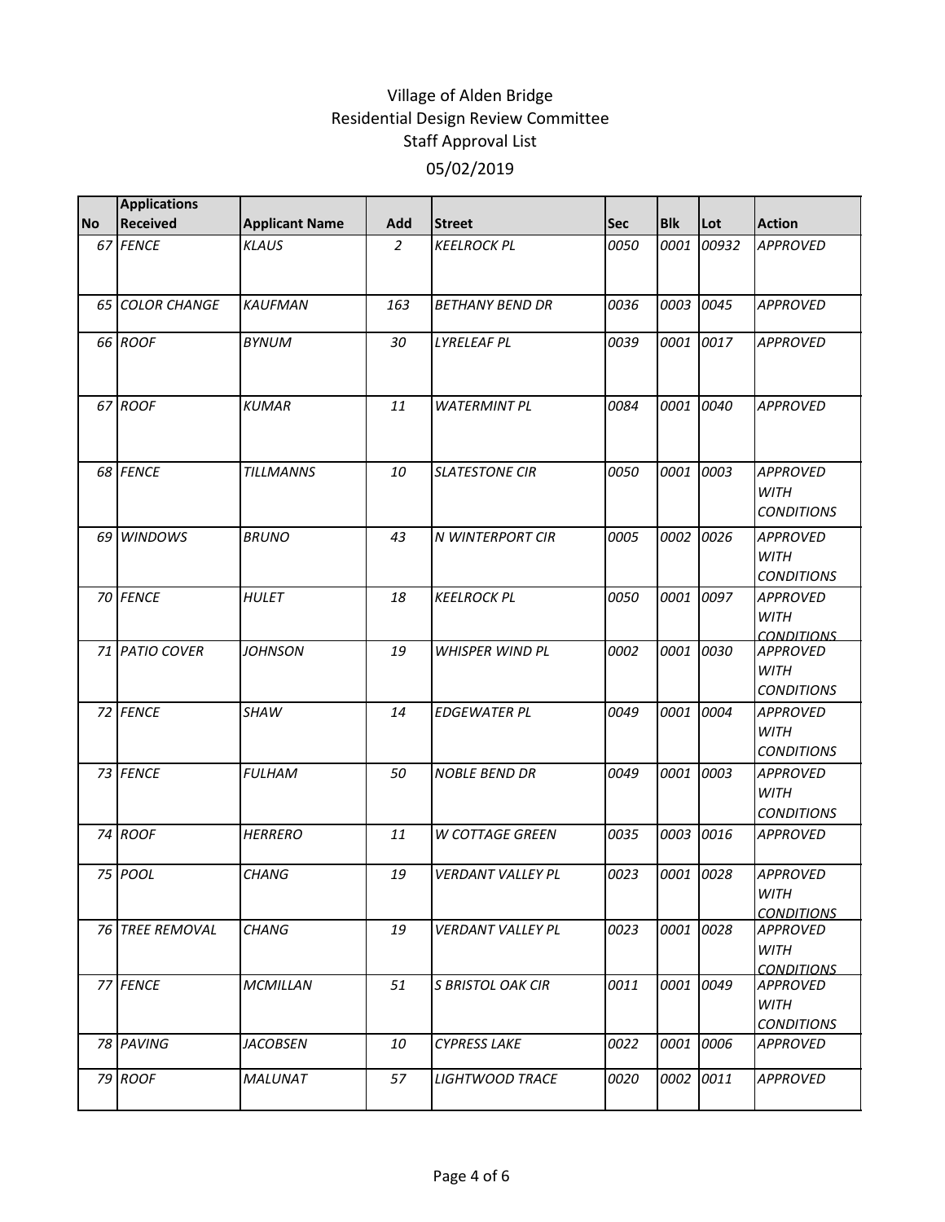Village of Alden Bridge
Residential Design Review Committee
Staff Approval List
05/02/2019

| No | Applications Received | Applicant Name | Add | Street | Sec | Blk | Lot | Action |
|---|---|---|---|---|---|---|---|---|
| *67* | *FENCE* | *KLAUS* | *2* | *KEELROCK PL* | *0050* | *0001* | *00932* | *APPROVED* |
| *65* | *COLOR CHANGE* | *KAUFMAN* | *163* | *BETHANY BEND DR* | *0036* | *0003* | *0045* | *APPROVED* |
| *66* | *ROOF* | *BYNUM* | *30* | *LYRELEAF PL* | *0039* | *0001* | *0017* | *APPROVED* |
| *67* | *ROOF* | *KUMAR* | *11* | *WATERMINT PL* | *0084* | *0001* | *0040* | *APPROVED* |
| *68* | *FENCE* | *TILLMANNS* | *10* | *SLATESTONE CIR* | *0050* | *0001* | *0003* | *APPROVED WITH CONDITIONS* |
| *69* | *WINDOWS* | *BRUNO* | *43* | *N WINTERPORT CIR* | *0005* | *0002* | *0026* | *APPROVED WITH CONDITIONS* |
| *70* | *FENCE* | *HULET* | *18* | *KEELROCK PL* | *0050* | *0001* | *0097* | *APPROVED WITH CONDITIONS* |
| *71* | *PATIO COVER* | *JOHNSON* | *19* | *WHISPER WIND PL* | *0002* | *0001* | *0030* | *APPROVED WITH CONDITIONS* |
| *72* | *FENCE* | *SHAW* | *14* | *EDGEWATER PL* | *0049* | *0001* | *0004* | *APPROVED WITH CONDITIONS* |
| *73* | *FENCE* | *FULHAM* | *50* | *NOBLE BEND DR* | *0049* | *0001* | *0003* | *APPROVED WITH CONDITIONS* |
| *74* | *ROOF* | *HERRERO* | *11* | *W COTTAGE GREEN* | *0035* | *0003* | *0016* | *APPROVED* |
| *75* | *POOL* | *CHANG* | *19* | *VERDANT VALLEY PL* | *0023* | *0001* | *0028* | *APPROVED WITH CONDITIONS* |
| *76* | *TREE REMOVAL* | *CHANG* | *19* | *VERDANT VALLEY PL* | *0023* | *0001* | *0028* | *APPROVED WITH CONDITIONS* |
| *77* | *FENCE* | *MCMILLAN* | *51* | *S BRISTOL OAK CIR* | *0011* | *0001* | *0049* | *APPROVED WITH CONDITIONS* |
| *78* | *PAVING* | *JACOBSEN* | *10* | *CYPRESS LAKE* | *0022* | *0001* | *0006* | *APPROVED* |
| *79* | *ROOF* | *MALUNAT* | *57* | *LIGHTWOOD TRACE* | *0020* | *0002* | *0011* | *APPROVED* |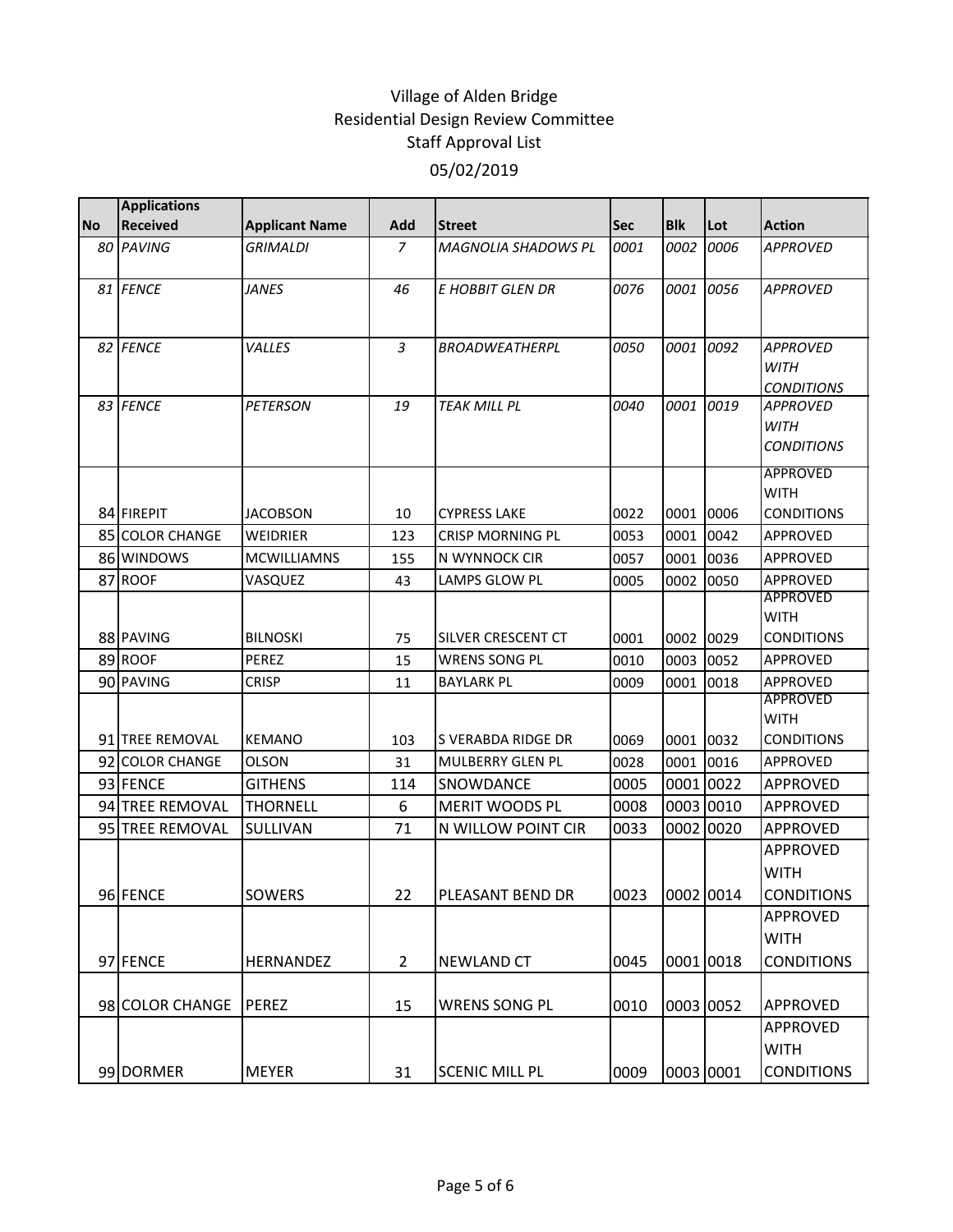# Village of Alden Bridge
## Residential Design Review Committee
### Staff Approval List
### 05/02/2019

| No | Applications Received | Applicant Name | Add | Street | Sec | Blk | Lot | Action |
|---|---|---|---|---|---|---|---|---|
| 80 | PAVING | GRIMALDI | 7 | MAGNOLIA SHADOWS PL | 0001 | 0002 | 0006 | APPROVED |
| 81 | FENCE | JANES | 46 | E HOBBIT GLEN DR | 0076 | 0001 | 0056 | APPROVED |
| 82 | FENCE | VALLES | 3 | BROADWEATHERPL | 0050 | 0001 | 0092 | APPROVED WITH CONDITIONS |
| 83 | FENCE | PETERSON | 19 | TEAK MILL PL | 0040 | 0001 | 0019 | APPROVED WITH CONDITIONS |
| 84 | FIREPIT | JACOBSON | 10 | CYPRESS LAKE | 0022 | 0001 | 0006 | APPROVED WITH CONDITIONS |
| 85 | COLOR CHANGE | WEIDRIER | 123 | CRISP MORNING PL | 0053 | 0001 | 0042 | APPROVED |
| 86 | WINDOWS | MCWILLIAMNS | 155 | N WYNNOCK CIR | 0057 | 0001 | 0036 | APPROVED |
| 87 | ROOF | VASQUEZ | 43 | LAMPS GLOW PL | 0005 | 0002 | 0050 | APPROVED |
| 88 | PAVING | BILNOSKI | 75 | SILVER CRESCENT CT | 0001 | 0002 | 0029 | APPROVED WITH CONDITIONS |
| 89 | ROOF | PEREZ | 15 | WRENS SONG PL | 0010 | 0003 | 0052 | APPROVED |
| 90 | PAVING | CRISP | 11 | BAYLARK PL | 0009 | 0001 | 0018 | APPROVED |
| 91 | TREE REMOVAL | KEMANO | 103 | S VERABDA RIDGE DR | 0069 | 0001 | 0032 | APPROVED WITH CONDITIONS |
| 92 | COLOR CHANGE | OLSON | 31 | MULBERRY GLEN PL | 0028 | 0001 | 0016 | APPROVED |
| 93 | FENCE | GITHENS | 114 | SNOWDANCE | 0005 | 0001 | 0022 | APPROVED |
| 94 | TREE REMOVAL | THORNELL | 6 | MERIT WOODS PL | 0008 | 0003 | 0010 | APPROVED |
| 95 | TREE REMOVAL | SULLIVAN | 71 | N WILLOW POINT CIR | 0033 | 0002 | 0020 | APPROVED |
| 96 | FENCE | SOWERS | 22 | PLEASANT BEND DR | 0023 | 0002 | 0014 | APPROVED WITH CONDITIONS |
| 97 | FENCE | HERNANDEZ | 2 | NEWLAND CT | 0045 | 0001 | 0018 | APPROVED WITH CONDITIONS |
| 98 | COLOR CHANGE | PEREZ | 15 | WRENS SONG PL | 0010 | 0003 | 0052 | APPROVED |
| 99 | DORMER | MEYER | 31 | SCENIC MILL PL | 0009 | 0003 | 0001 | APPROVED WITH CONDITIONS |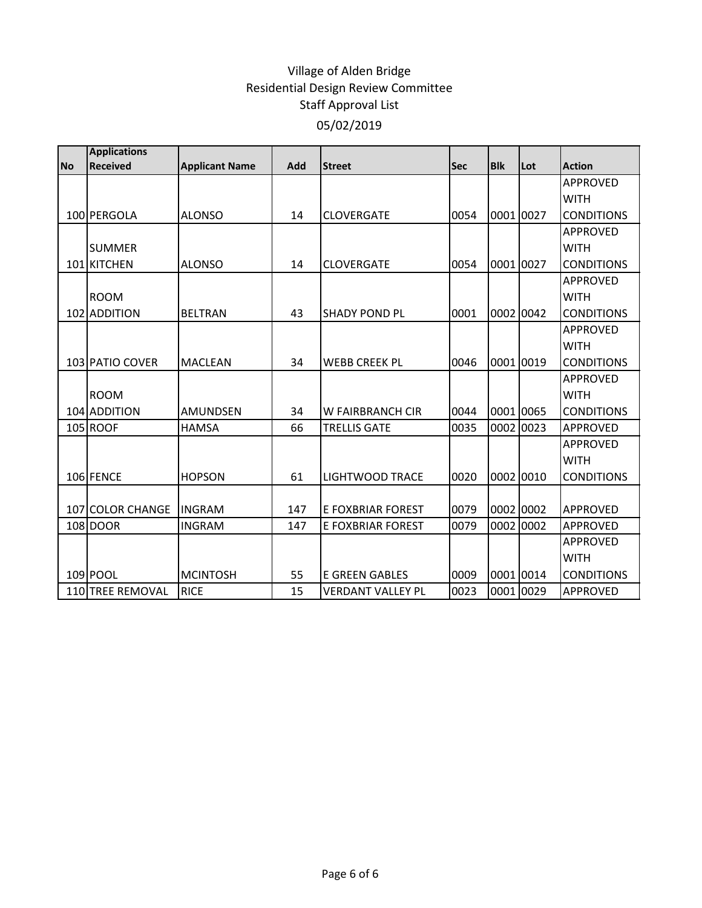# Village of Alden Bridge
## Residential Design Review Committee
## Staff Approval List
## 05/02/2019

| No | Applications Received | Applicant Name | Add | Street | Sec | Blk | Lot | Action |
|---|---|---|---|---|---|---|---|---|
| 100 | PERGOLA | ALONSO | 14 | CLOVERGATE | 0054 | 0001 | 0027 | APPROVED WITH CONDITIONS |
| 101 | SUMMER KITCHEN | ALONSO | 14 | CLOVERGATE | 0054 | 0001 | 0027 | APPROVED WITH CONDITIONS |
| 102 | ROOM ADDITION | BELTRAN | 43 | SHADY POND PL | 0001 | 0002 | 0042 | APPROVED WITH CONDITIONS |
| 103 | PATIO COVER | MACLEAN | 34 | WEBB CREEK PL | 0046 | 0001 | 0019 | APPROVED WITH CONDITIONS |
| 104 | ROOM ADDITION | AMUNDSEN | 34 | W FAIRBRANCH CIR | 0044 | 0001 | 0065 | APPROVED WITH CONDITIONS |
| 105 | ROOF | HAMSA | 66 | TRELLIS GATE | 0035 | 0002 | 0023 | APPROVED |
| 106 | FENCE | HOPSON | 61 | LIGHTWOOD TRACE | 0020 | 0002 | 0010 | APPROVED WITH CONDITIONS |
| 107 | COLOR CHANGE | INGRAM | 147 | E FOXBRIAR FOREST | 0079 | 0002 | 0002 | APPROVED |
| 108 | DOOR | INGRAM | 147 | E FOXBRIAR FOREST | 0079 | 0002 | 0002 | APPROVED |
| 109 | POOL | MCINTOSH | 55 | E GREEN GABLES | 0009 | 0001 | 0014 | APPROVED WITH CONDITIONS |
| 110 | TREE REMOVAL | RICE | 15 | VERDANT VALLEY PL | 0023 | 0001 | 0029 | APPROVED |